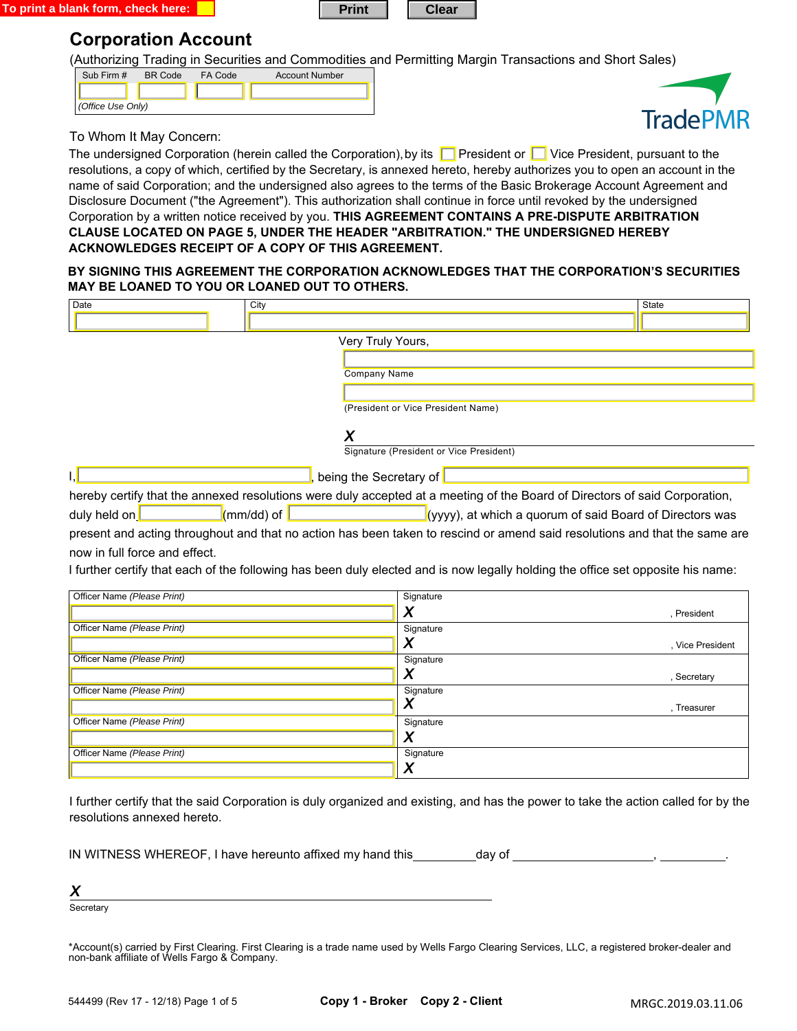To print a blank form, check here: ☐ Print Clear

# Corporation Account

(Authorizing Trading in Securities and Commodities and Permitting Margin Transactions and Short Sales)

| Sub Firm # | BR Code | FA Code | Account Number |
|---|---|---|---|
| | | | |

*(Office Use Only)*

TradePMR

To Whom It May Concern:

The undersigned Corporation (herein called the Corporation), by its ☐ President or ☐ Vice President, pursuant to the resolutions, a copy of which, certified by the Secretary, is annexed hereto, hereby authorizes you to open an account in the name of said Corporation; and the undersigned also agrees to the terms of the Basic Brokerage Account Agreement and Disclosure Document ("the Agreement"). This authorization shall continue in force until revoked by the undersigned Corporation by a written notice received by you. **THIS AGREEMENT CONTAINS A PRE-DISPUTE ARBITRATION CLAUSE LOCATED ON PAGE 5, UNDER THE HEADER "ARBITRATION." THE UNDERSIGNED HEREBY ACKNOWLEDGES RECEIPT OF A COPY OF THIS AGREEMENT.**

**BY SIGNING THIS AGREEMENT THE CORPORATION ACKNOWLEDGES THAT THE CORPORATION'S SECURITIES MAY BE LOANED TO YOU OR LOANED OUT TO OTHERS.**

| Date | City | State |
|---|---|---|
| | | |

Very Truly Yours,

______________________________
Company Name

______________________________
(President or Vice President Name)

***X*** ______________________________
Signature (President or Vice President)

I, ____________________, being the Secretary of ____________________

hereby certify that the annexed resolutions were duly accepted at a meeting of the Board of Directors of said Corporation, duly held on __________(mm/dd) of __________(yyyy), at which a quorum of said Board of Directors was present and acting throughout and that no action has been taken to rescind or amend said resolutions and that the same are now in full force and effect.

I further certify that each of the following has been duly elected and is now legally holding the office set opposite his name:

| Officer Name *(Please Print)* | Signature |
|---|---|
| | ***X*** , President |
| | ***X*** , Vice President |
| | ***X*** , Secretary |
| | ***X*** , Treasurer |
| | ***X*** |
| | ***X*** |

I further certify that the said Corporation is duly organized and existing, and has the power to take the action called for by the resolutions annexed hereto.

IN WITNESS WHEREOF, I have hereunto affixed my hand this_________day of ____________________, __________.

***X*** ______________________________
Secretary

*Account(s) carried by First Clearing. First Clearing is a trade name used by Wells Fargo Clearing Services, LLC, a registered broker-dealer and non-bank affiliate of Wells Fargo & Company.

544499 (Rev 17 - 12/18) **Copy 1 - Broker Copy 2 - Client** MRGC.2019.03.11.06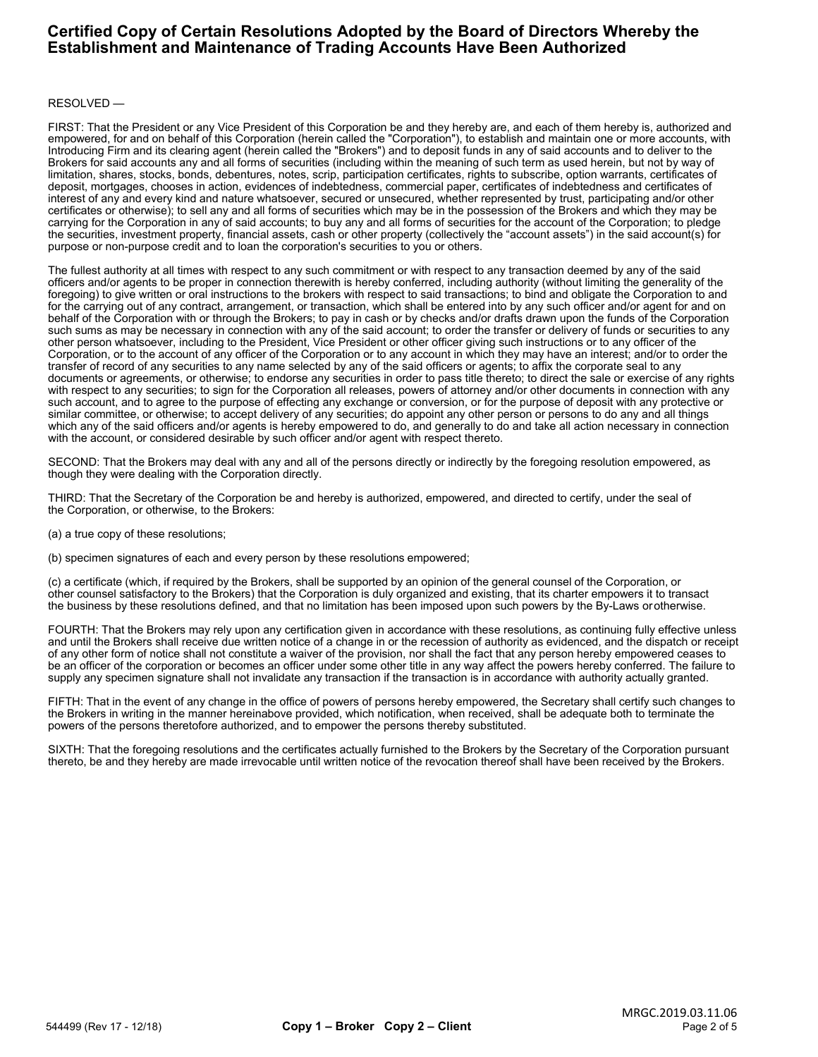# Certified Copy of Certain Resolutions Adopted by the Board of Directors Whereby the Establishment and Maintenance of Trading Accounts Have Been Authorized

RESOLVED —

FIRST: That the President or any Vice President of this Corporation be and they hereby are, and each of them hereby is, authorized and empowered, for and on behalf of this Corporation (herein called the "Corporation"), to establish and maintain one or more accounts, with Introducing Firm and its clearing agent (herein called the "Brokers") and to deposit funds in any of said accounts and to deliver to the Brokers for said accounts any and all forms of securities (including within the meaning of such term as used herein, but not by way of limitation, shares, stocks, bonds, debentures, notes, scrip, participation certificates, rights to subscribe, option warrants, certificates of deposit, mortgages, chooses in action, evidences of indebtedness, commercial paper, certificates of indebtedness and certificates of interest of any and every kind and nature whatsoever, secured or unsecured, whether represented by trust, participating and/or other certificates or otherwise); to sell any and all forms of securities which may be in the possession of the Brokers and which they may be carrying for the Corporation in any of said accounts; to buy any and all forms of securities for the account of the Corporation; to pledge the securities, investment property, financial assets, cash or other property (collectively the "account assets") in the said account(s) for purpose or non-purpose credit and to loan the corporation's securities to you or others.

The fullest authority at all times with respect to any such commitment or with respect to any transaction deemed by any of the said officers and/or agents to be proper in connection therewith is hereby conferred, including authority (without limiting the generality of the foregoing) to give written or oral instructions to the brokers with respect to said transactions; to bind and obligate the Corporation to and for the carrying out of any contract, arrangement, or transaction, which shall be entered into by any such officer and/or agent for and on behalf of the Corporation with or through the Brokers; to pay in cash or by checks and/or drafts drawn upon the funds of the Corporation such sums as may be necessary in connection with any of the said account; to order the transfer or delivery of funds or securities to any other person whatsoever, including to the President, Vice President or other officer giving such instructions or to any officer of the Corporation, or to the account of any officer of the Corporation or to any account in which they may have an interest; and/or to order the transfer of record of any securities to any name selected by any of the said officers or agents; to affix the corporate seal to any documents or agreements, or otherwise; to endorse any securities in order to pass title thereto; to direct the sale or exercise of any rights with respect to any securities; to sign for the Corporation all releases, powers of attorney and/or other documents in connection with any such account, and to agree to the purpose of effecting any exchange or conversion, or for the purpose of deposit with any protective or similar committee, or otherwise; to accept delivery of any securities; do appoint any other person or persons to do any and all things which any of the said officers and/or agents is hereby empowered to do, and generally to do and take all action necessary in connection with the account, or considered desirable by such officer and/or agent with respect thereto.

SECOND: That the Brokers may deal with any and all of the persons directly or indirectly by the foregoing resolution empowered, as though they were dealing with the Corporation directly.

THIRD: That the Secretary of the Corporation be and hereby is authorized, empowered, and directed to certify, under the seal of the Corporation, or otherwise, to the Brokers:

(a) a true copy of these resolutions;

(b) specimen signatures of each and every person by these resolutions empowered;

(c) a certificate (which, if required by the Brokers, shall be supported by an opinion of the general counsel of the Corporation, or other counsel satisfactory to the Brokers) that the Corporation is duly organized and existing, that its charter empowers it to transact the business by these resolutions defined, and that no limitation has been imposed upon such powers by the By-Laws orotherwise.

FOURTH: That the Brokers may rely upon any certification given in accordance with these resolutions, as continuing fully effective unless and until the Brokers shall receive due written notice of a change in or the recession of authority as evidenced, and the dispatch or receipt of any other form of notice shall not constitute a waiver of the provision, nor shall the fact that any person hereby empowered ceases to be an officer of the corporation or becomes an officer under some other title in any way affect the powers hereby conferred. The failure to supply any specimen signature shall not invalidate any transaction if the transaction is in accordance with authority actually granted.

FIFTH: That in the event of any change in the office of powers of persons hereby empowered, the Secretary shall certify such changes to the Brokers in writing in the manner hereinabove provided, which notification, when received, shall be adequate both to terminate the powers of the persons theretofore authorized, and to empower the persons thereby substituted.

SIXTH: That the foregoing resolutions and the certificates actually furnished to the Brokers by the Secretary of the Corporation pursuant thereto, be and they hereby are made irrevocable until written notice of the revocation thereof shall have been received by the Brokers.

544499 (Rev 17 - 12/18) **Copy 1 – Broker Copy 2 – Client** MRGC.2019.03.11.06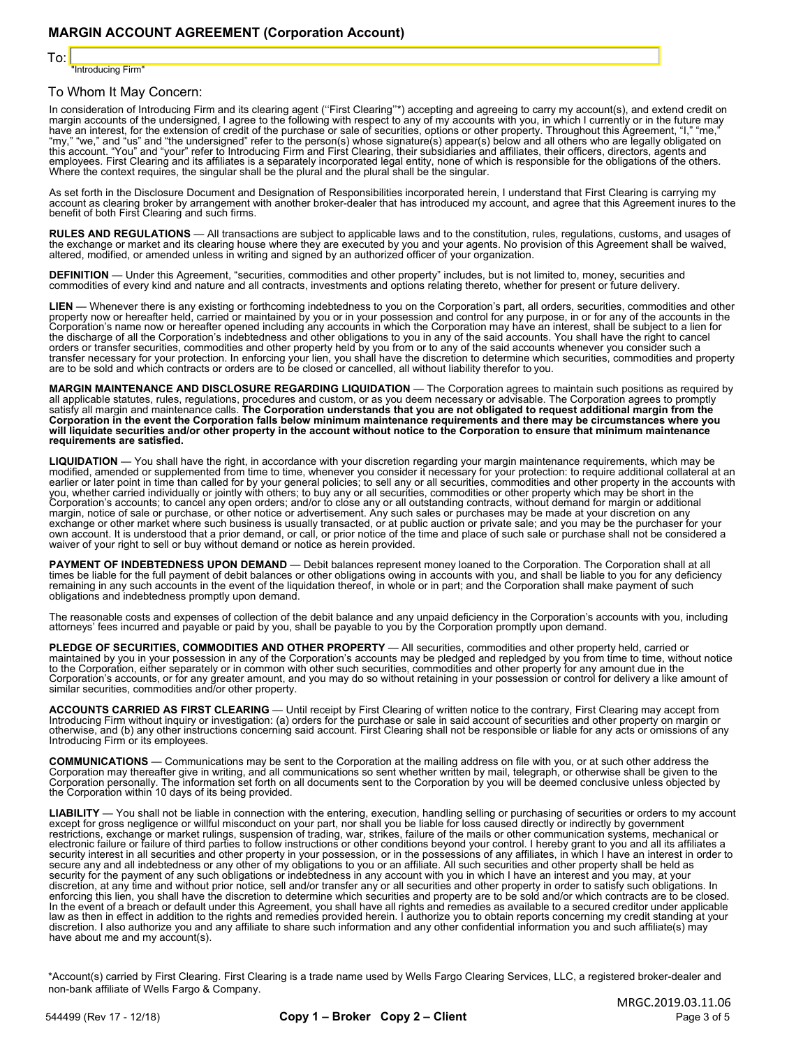## MARGIN ACCOUNT AGREEMENT (Corporation Account)

To: 
"Introducing Firm"

To Whom It May Concern:

In consideration of Introducing Firm and its clearing agent (''First Clearing''*) accepting and agreeing to carry my account(s), and extend credit on margin accounts of the undersigned, I agree to the following with respect to any of my accounts with you, in which I currently or in the future may have an interest, for the extension of credit of the purchase or sale of securities, options or other property. Throughout this Agreement, "I," "me," "my," "we," and "us" and "the undersigned" refer to the person(s) whose signature(s) appear(s) below and all others who are legally obligated on this account. "You" and "your" refer to Introducing Firm and First Clearing, their subsidiaries and affiliates, their officers, directors, agents and employees. First Clearing and its affiliates is a separately incorporated legal entity, none of which is responsible for the obligations of the others. Where the context requires, the singular shall be the plural and the plural shall be the singular.

As set forth in the Disclosure Document and Designation of Responsibilities incorporated herein, I understand that First Clearing is carrying my account as clearing broker by arrangement with another broker-dealer that has introduced my account, and agree that this Agreement inures to the benefit of both First Clearing and such firms.

**RULES AND REGULATIONS** — All transactions are subject to applicable laws and to the constitution, rules, regulations, customs, and usages of the exchange or market and its clearing house where they are executed by you and your agents. No provision of this Agreement shall be waived, altered, modified, or amended unless in writing and signed by an authorized officer of your organization.

**DEFINITION** — Under this Agreement, "securities, commodities and other property" includes, but is not limited to, money, securities and commodities of every kind and nature and all contracts, investments and options relating thereto, whether for present or future delivery.

**LIEN** — Whenever there is any existing or forthcoming indebtedness to you on the Corporation's part, all orders, securities, commodities and other property now or hereafter held, carried or maintained by you or in your possession and control for any purpose, in or for any of the accounts in the Corporation's name now or hereafter opened including any accounts in which the Corporation may have an interest, shall be subject to a lien for the discharge of all the Corporation's indebtedness and other obligations to you in any of the said accounts. You shall have the right to cancel orders or transfer securities, commodities and other property held by you from or to any of the said accounts whenever you consider such a transfer necessary for your protection. In enforcing your lien, you shall have the discretion to determine which securities, commodities and property are to be sold and which contracts or orders are to be closed or cancelled, all without liability therefor to you.

**MARGIN MAINTENANCE AND DISCLOSURE REGARDING LIQUIDATION** — The Corporation agrees to maintain such positions as required by all applicable statutes, rules, regulations, procedures and custom, or as you deem necessary or advisable. The Corporation agrees to promptly satisfy all margin and maintenance calls. **The Corporation understands that you are not obligated to request additional margin from the Corporation in the event the Corporation falls below minimum maintenance requirements and there may be circumstances where you will liquidate securities and/or other property in the account without notice to the Corporation to ensure that minimum maintenance requirements are satisfied.**

**LIQUIDATION** — You shall have the right, in accordance with your discretion regarding your margin maintenance requirements, which may be modified, amended or supplemented from time to time, whenever you consider it necessary for your protection: to require additional collateral at an earlier or later point in time than called for by your general policies; to sell any or all securities, commodities and other property in the accounts with you, whether carried individually or jointly with others; to buy any or all securities, commodities or other property which may be short in the Corporation's accounts; to cancel any open orders; and/or to close any or all outstanding contracts, without demand for margin or additional margin, notice of sale or purchase, or other notice or advertisement. Any such sales or purchases may be made at your discretion on any exchange or other market where such business is usually transacted, or at public auction or private sale; and you may be the purchaser for your own account. It is understood that a prior demand, or call, or prior notice of the time and place of such sale or purchase shall not be considered a waiver of your right to sell or buy without demand or notice as herein provided.

**PAYMENT OF INDEBTEDNESS UPON DEMAND** — Debit balances represent money loaned to the Corporation. The Corporation shall at all times be liable for the full payment of debit balances or other obligations owing in accounts with you, and shall be liable to you for any deficiency remaining in any such accounts in the event of the liquidation thereof, in whole or in part; and the Corporation shall make payment of such obligations and indebtedness promptly upon demand.

The reasonable costs and expenses of collection of the debit balance and any unpaid deficiency in the Corporation's accounts with you, including attorneys' fees incurred and payable or paid by you, shall be payable to you by the Corporation promptly upon demand.

**PLEDGE OF SECURITIES, COMMODITIES AND OTHER PROPERTY** — All securities, commodities and other property held, carried or maintained by you in your possession in any of the Corporation's accounts may be pledged and repledged by you from time to time, without notice to the Corporation, either separately or in common with other such securities, commodities and other property for any amount due in the Corporation's accounts, or for any greater amount, and you may do so without retaining in your possession or control for delivery a like amount of similar securities, commodities and/or other property.

**ACCOUNTS CARRIED AS FIRST CLEARING** — Until receipt by First Clearing of written notice to the contrary, First Clearing may accept from Introducing Firm without inquiry or investigation: (a) orders for the purchase or sale in said account of securities and other property on margin or otherwise, and (b) any other instructions concerning said account. First Clearing shall not be responsible or liable for any acts or omissions of any Introducing Firm or its employees.

**COMMUNICATIONS** — Communications may be sent to the Corporation at the mailing address on file with you, or at such other address the Corporation may thereafter give in writing, and all communications so sent whether written by mail, telegraph, or otherwise shall be given to the Corporation personally. The information set forth on all documents sent to the Corporation by you will be deemed conclusive unless objected by the Corporation within 10 days of its being provided.

**LIABILITY** — You shall not be liable in connection with the entering, execution, handling selling or purchasing of securities or orders to my account except for gross negligence or willful misconduct on your part, nor shall you be liable for loss caused directly or indirectly by government restrictions, exchange or market rulings, suspension of trading, war, strikes, failure of the mails or other communication systems, mechanical or electronic failure or failure of third parties to follow instructions or other conditions beyond your control. I hereby grant to you and all its affiliates a security interest in all securities and other property in your possession, or in the possessions of any affiliates, in which I have an interest in order to secure any and all indebtedness or any other of my obligations to you or an affiliate. All such securities and other property shall be held as security for the payment of any such obligations or indebtedness in any account with you in which I have an interest and you may, at your discretion, at any time and without prior notice, sell and/or transfer any or all securities and other property in order to satisfy such obligations. In enforcing this lien, you shall have the discretion to determine which securities and property are to be sold and/or which contracts are to be closed. In the event of a breach or default under this Agreement, you shall have all rights and remedies as available to a secured creditor under applicable law as then in effect in addition to the rights and remedies provided herein. I authorize you to obtain reports concerning my credit standing at your discretion. I also authorize you and any affiliate to share such information and any other confidential information you and such affiliate(s) may have about me and my account(s).

*Account(s) carried by First Clearing. First Clearing is a trade name used by Wells Fargo Clearing Services, LLC, a registered broker-dealer and non-bank affiliate of Wells Fargo & Company.

MRGC.2019.03.11.06

544499 (Rev 17 - 12/18) **Copy 1 – Broker Copy 2 – Client**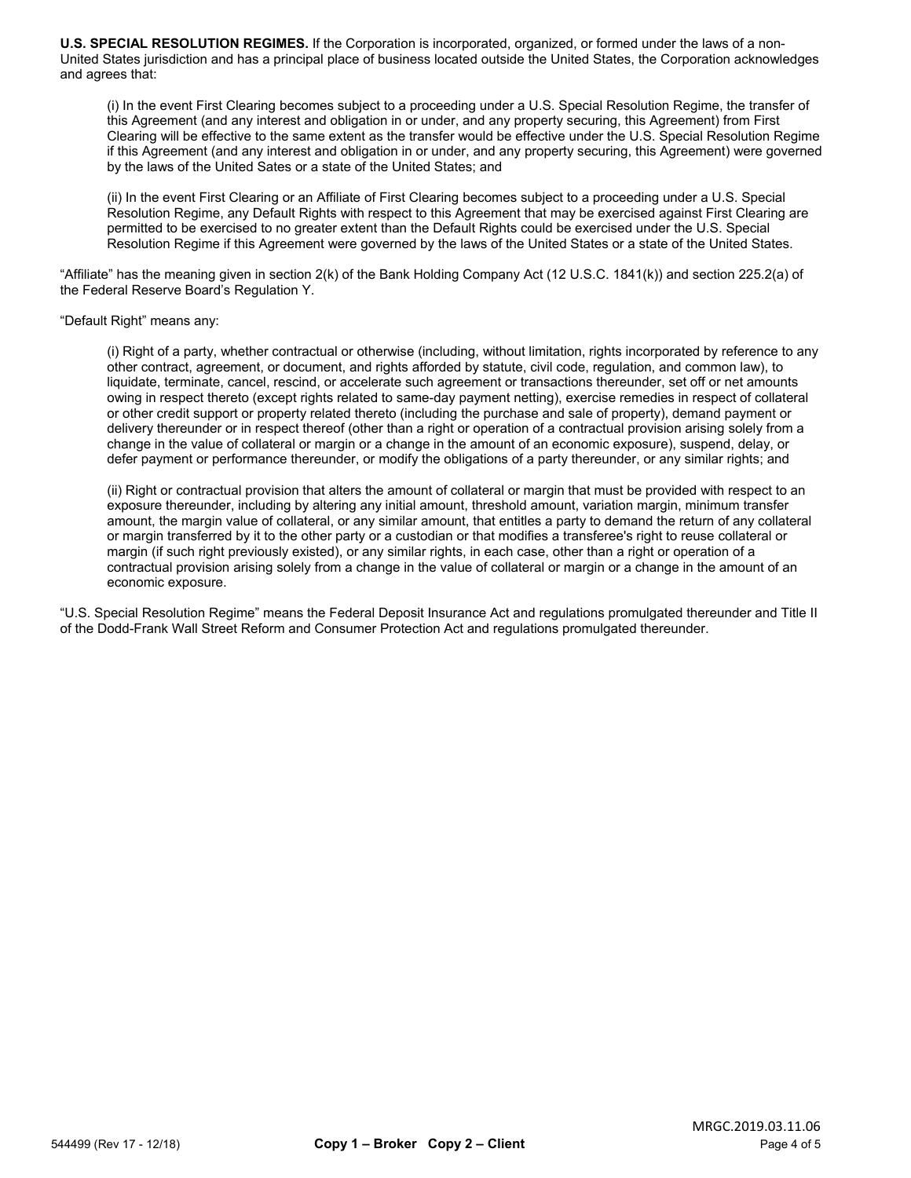**U.S. SPECIAL RESOLUTION REGIMES.** If the Corporation is incorporated, organized, or formed under the laws of a non-United States jurisdiction and has a principal place of business located outside the United States, the Corporation acknowledges and agrees that:

(i) In the event First Clearing becomes subject to a proceeding under a U.S. Special Resolution Regime, the transfer of this Agreement (and any interest and obligation in or under, and any property securing, this Agreement) from First Clearing will be effective to the same extent as the transfer would be effective under the U.S. Special Resolution Regime if this Agreement (and any interest and obligation in or under, and any property securing, this Agreement) were governed by the laws of the United Sates or a state of the United States; and

(ii) In the event First Clearing or an Affiliate of First Clearing becomes subject to a proceeding under a U.S. Special Resolution Regime, any Default Rights with respect to this Agreement that may be exercised against First Clearing are permitted to be exercised to no greater extent than the Default Rights could be exercised under the U.S. Special Resolution Regime if this Agreement were governed by the laws of the United States or a state of the United States.

"Affiliate" has the meaning given in section 2(k) of the Bank Holding Company Act (12 U.S.C. 1841(k)) and section 225.2(a) of the Federal Reserve Board's Regulation Y.

"Default Right" means any:

(i) Right of a party, whether contractual or otherwise (including, without limitation, rights incorporated by reference to any other contract, agreement, or document, and rights afforded by statute, civil code, regulation, and common law), to liquidate, terminate, cancel, rescind, or accelerate such agreement or transactions thereunder, set off or net amounts owing in respect thereto (except rights related to same-day payment netting), exercise remedies in respect of collateral or other credit support or property related thereto (including the purchase and sale of property), demand payment or delivery thereunder or in respect thereof (other than a right or operation of a contractual provision arising solely from a change in the value of collateral or margin or a change in the amount of an economic exposure), suspend, delay, or defer payment or performance thereunder, or modify the obligations of a party thereunder, or any similar rights; and

(ii) Right or contractual provision that alters the amount of collateral or margin that must be provided with respect to an exposure thereunder, including by altering any initial amount, threshold amount, variation margin, minimum transfer amount, the margin value of collateral, or any similar amount, that entitles a party to demand the return of any collateral or margin transferred by it to the other party or a custodian or that modifies a transferee's right to reuse collateral or margin (if such right previously existed), or any similar rights, in each case, other than a right or operation of a contractual provision arising solely from a change in the value of collateral or margin or a change in the amount of an economic exposure.

"U.S. Special Resolution Regime" means the Federal Deposit Insurance Act and regulations promulgated thereunder and Title II of the Dodd-Frank Wall Street Reform and Consumer Protection Act and regulations promulgated thereunder.

MRGC.2019.03.11.06

544499 (Rev 17 - 12/18) **Copy 1 – Broker Copy 2 – Client**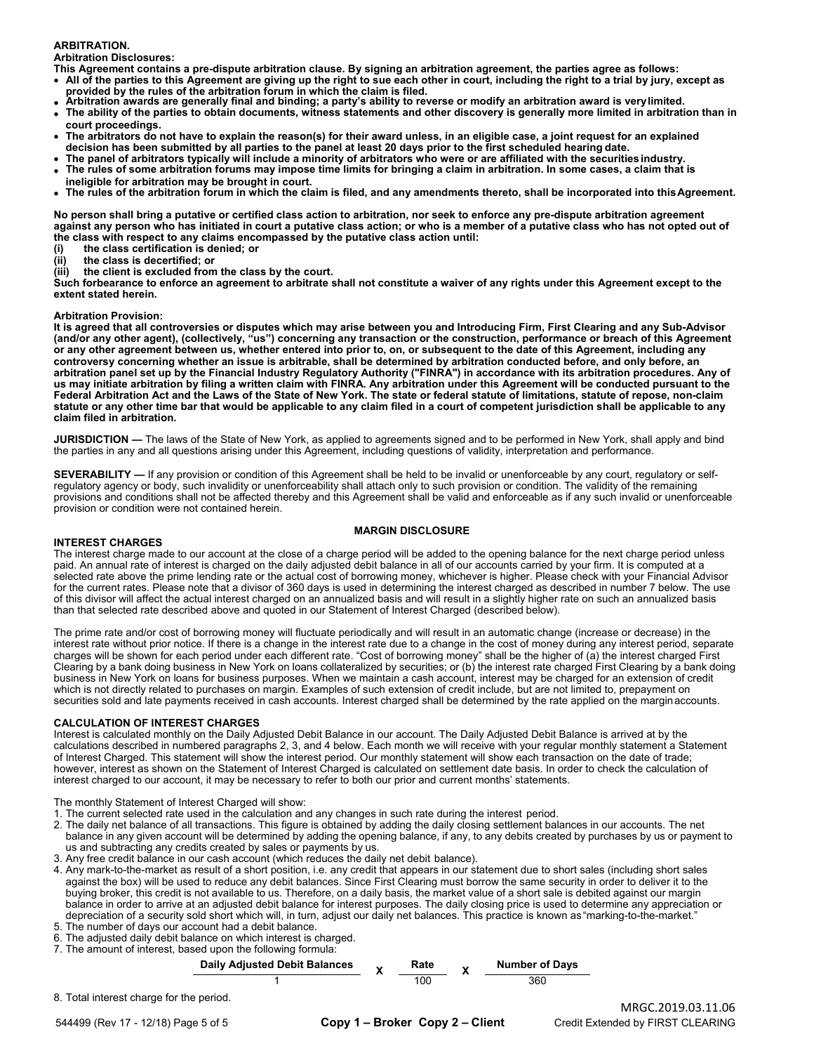## ARBITRATION.

**Arbitration Disclosures:**

**This Agreement contains a pre-dispute arbitration clause. By signing an arbitration agreement, the parties agree as follows:**

- **All of the parties to this Agreement are giving up the right to sue each other in court, including the right to a trial by jury, except as provided by the rules of the arbitration forum in which the claim is filed.**
- **Arbitration awards are generally final and binding; a party's ability to reverse or modify an arbitration award is very limited.**
- **The ability of the parties to obtain documents, witness statements and other discovery is generally more limited in arbitration than in court proceedings.**
- **The arbitrators do not have to explain the reason(s) for their award unless, in an eligible case, a joint request for an explained decision has been submitted by all parties to the panel at least 20 days prior to the first scheduled hearing date.**
- **The panel of arbitrators typically will include a minority of arbitrators who were or are affiliated with the securities industry.**
- **The rules of some arbitration forums may impose time limits for bringing a claim in arbitration. In some cases, a claim that is ineligible for arbitration may be brought in court.**
- **The rules of the arbitration forum in which the claim is filed, and any amendments thereto, shall be incorporated into this Agreement.**

**No person shall bring a putative or certified class action to arbitration, nor seek to enforce any pre-dispute arbitration agreement against any person who has initiated in court a putative class action; or who is a member of a putative class who has not opted out of the class with respect to any claims encompassed by the putative class action until:**

**(i) the class certification is denied; or**
**(ii) the class is decertified; or**
**(iii) the client is excluded from the class by the court.**

**Such forbearance to enforce an agreement to arbitrate shall not constitute a waiver of any rights under this Agreement except to the extent stated herein.**

**Arbitration Provision:**

**It is agreed that all controversies or disputes which may arise between you and Introducing Firm, First Clearing and any Sub-Advisor (and/or any other agent), (collectively, "us") concerning any transaction or the construction, performance or breach of this Agreement or any other agreement between us, whether entered into prior to, on, or subsequent to the date of this Agreement, including any controversy concerning whether an issue is arbitrable, shall be determined by arbitration conducted before, and only before, an arbitration panel set up by the Financial Industry Regulatory Authority ("FINRA") in accordance with its arbitration procedures. Any of us may initiate arbitration by filing a written claim with FINRA. Any arbitration under this Agreement will be conducted pursuant to the Federal Arbitration Act and the Laws of the State of New York. The state or federal statute of limitations, statute of repose, non-claim statute or any other time bar that would be applicable to any claim filed in a court of competent jurisdiction shall be applicable to any claim filed in arbitration.**

**JURISDICTION —** The laws of the State of New York, as applied to agreements signed and to be performed in New York, shall apply and bind the parties in any and all questions arising under this Agreement, including questions of validity, interpretation and performance.

**SEVERABILITY —** If any provision or condition of this Agreement shall be held to be invalid or unenforceable by any court, regulatory or self-regulatory agency or body, such invalidity or unenforceability shall attach only to such provision or condition. The validity of the remaining provisions and conditions shall not be affected thereby and this Agreement shall be valid and enforceable as if any such invalid or unenforceable provision or condition were not contained herein.

## MARGIN DISCLOSURE

### INTEREST CHARGES

The interest charge made to our account at the close of a charge period will be added to the opening balance for the next charge period unless paid. An annual rate of interest is charged on the daily adjusted debit balance in all of our accounts carried by your firm. It is computed at a selected rate above the prime lending rate or the actual cost of borrowing money, whichever is higher. Please check with your Financial Advisor for the current rates. Please note that a divisor of 360 days is used in determining the interest charged as described in number 7 below. The use of this divisor will affect the actual interest charged on an annualized basis and will result in a slightly higher rate on such an annualized basis than that selected rate described above and quoted in our Statement of Interest Charged (described below).

The prime rate and/or cost of borrowing money will fluctuate periodically and will result in an automatic change (increase or decrease) in the interest rate without prior notice. If there is a change in the interest rate due to a change in the cost of money during any interest period, separate charges will be shown for each period under each different rate. "Cost of borrowing money" shall be the higher of (a) the interest charged First Clearing by a bank doing business in New York on loans collateralized by securities; or (b) the interest rate charged First Clearing by a bank doing business in New York on loans for business purposes. When we maintain a cash account, interest may be charged for an extension of credit which is not directly related to purchases on margin. Examples of such extension of credit include, but are not limited to, prepayment on securities sold and late payments received in cash accounts. Interest charged shall be determined by the rate applied on the margin accounts.

### CALCULATION OF INTEREST CHARGES

Interest is calculated monthly on the Daily Adjusted Debit Balance in our account. The Daily Adjusted Debit Balance is arrived at by the calculations described in numbered paragraphs 2, 3, and 4 below. Each month we will receive with your regular monthly statement a Statement of Interest Charged. This statement will show the interest period. Our monthly statement will show each transaction on the date of trade; however, interest as shown on the Statement of Interest Charged is calculated on settlement date basis. In order to check the calculation of interest charged to our account, it may be necessary to refer to both our prior and current months' statements.

The monthly Statement of Interest Charged will show:

1. The current selected rate used in the calculation and any changes in such rate during the interest period.
2. The daily net balance of all transactions. This figure is obtained by adding the daily closing settlement balances in our accounts. The net balance in any given account will be determined by adding the opening balance, if any, to any debits created by purchases by us or payment to us and subtracting any credits created by sales or payments by us.
3. Any free credit balance in our cash account (which reduces the daily net debit balance).
4. Any mark-to-the-market as result of a short position, i.e. any credit that appears in our statement due to short sales (including short sales against the box) will be used to reduce any debit balances. Since First Clearing must borrow the same security in order to deliver it to the buying broker, this credit is not available to us. Therefore, on a daily basis, the market value of a short sale is debited against our margin balance in order to arrive at an adjusted debit balance for interest purposes. The daily closing price is used to determine any appreciation or depreciation of a security sold short which will, in turn, adjust our daily net balances. This practice is known as "marking-to-the-market."
5. The number of days our account had a debit balance.
6. The adjusted daily debit balance on which interest is charged.
7. The amount of interest, based upon the following formula:

$$\frac{\text{Daily Adjusted Debit Balances}}{1} \times \frac{\text{Rate}}{100} \times \frac{\text{Number of Days}}{360}$$

8. Total interest charge for the period.

MRGC.2019.03.11.06

544499 (Rev 17 - 12/18)

**Copy 1 – Broker Copy 2 – Client**

Credit Extended by FIRST CLEARING